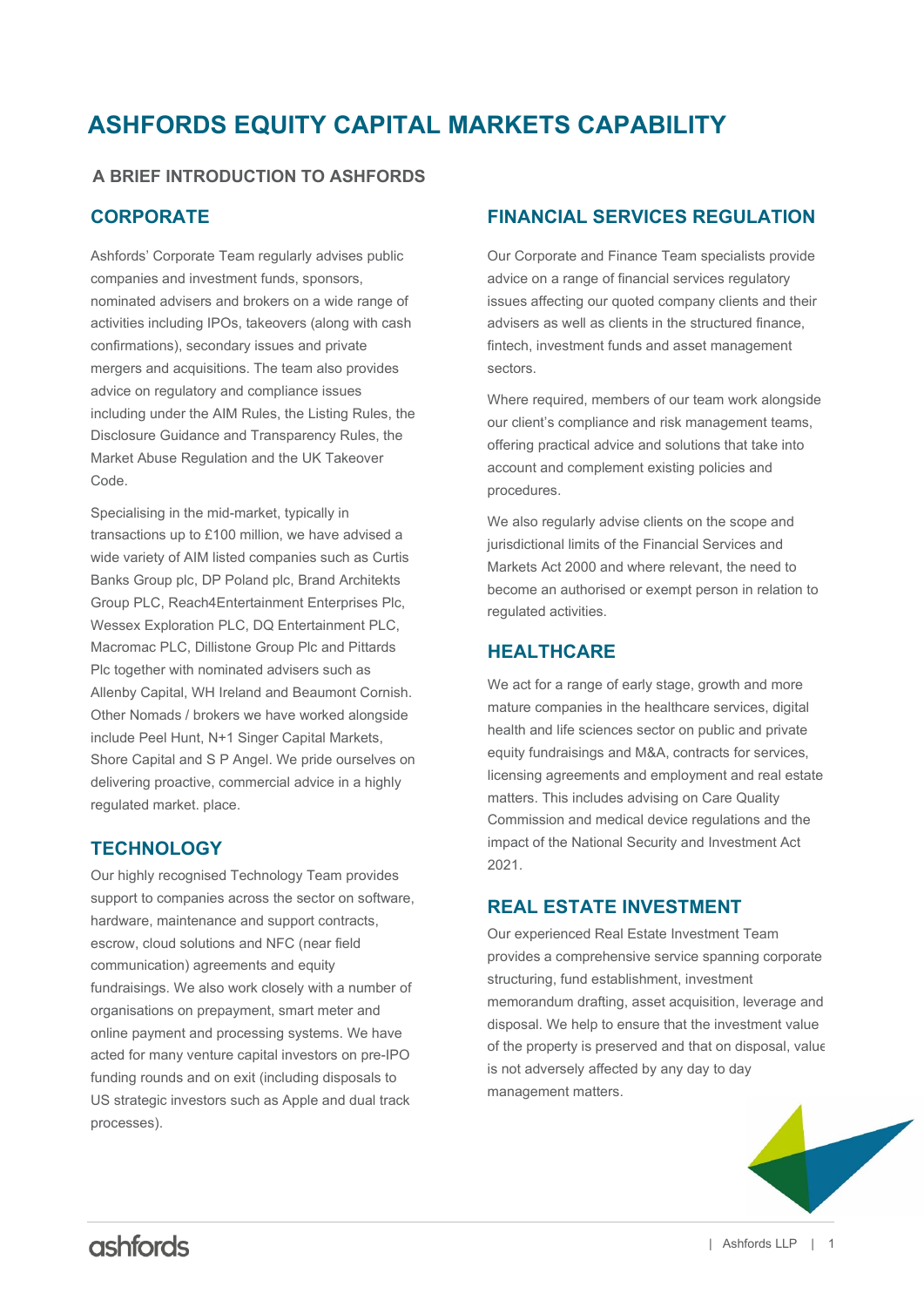# ASHFORDS EQUITY CAPITAL MARKETS CAPABILITY

## A BRIEF INTRODUCTION TO ASHFORDS

### CORPORATE

Ashfords' Corporate Team regularly advises public companies and investment funds, sponsors, nominated advisers and brokers on a wide range of activities including IPOs, takeovers (along with cash confirmations), secondary issues and private mergers and acquisitions. The team also provides advice on regulatory and compliance issues including under the AIM Rules, the Listing Rules, the Disclosure Guidance and Transparency Rules, the Market Abuse Regulation and the UK Takeover Code.

Specialising in the mid-market, typically in transactions up to £100 million, we have advised a wide variety of AIM listed companies such as Curtis Banks Group plc, DP Poland plc, Brand Architekts Group PLC, Reach4Entertainment Enterprises Plc, Wessex Exploration PLC, DQ Entertainment PLC, Macromac PLC, Dillistone Group Plc and Pittards Plc together with nominated advisers such as Allenby Capital, WH Ireland and Beaumont Cornish. Other Nomads / brokers we have worked alongside include Peel Hunt, N+1 Singer Capital Markets, Shore Capital and S P Angel. We pride ourselves on delivering proactive, commercial advice in a highly regulated market. place.

### TECHNOLOGY

Our highly recognised Technology Team provides support to companies across the sector on software, hardware, maintenance and support contracts, escrow, cloud solutions and NFC (near field communication) agreements and equity fundraisings. We also work closely with a number of organisations on prepayment, smart meter and online payment and processing systems. We have acted for many venture capital investors on pre-IPO funding rounds and on exit (including disposals to US strategic investors such as Apple and dual track processes).

### FINANCIAL SERVICES REGULATION

Our Corporate and Finance Team specialists provide advice on a range of financial services regulatory issues affecting our quoted company clients and their advisers as well as clients in the structured finance, fintech, investment funds and asset management sectors.

Where required, members of our team work alongside our client's compliance and risk management teams, offering practical advice and solutions that take into account and complement existing policies and procedures.

We also regularly advise clients on the scope and jurisdictional limits of the Financial Services and Markets Act 2000 and where relevant, the need to become an authorised or exempt person in relation to regulated activities.

### HEALTHCARE

We act for a range of early stage, growth and more mature companies in the healthcare services, digital health and life sciences sector on public and private equity fundraisings and M&A, contracts for services, licensing agreements and employment and real estate matters. This includes advising on Care Quality Commission and medical device regulations and the impact of the National Security and Investment Act 2021.

### REAL ESTATE INVESTMENT

Our experienced Real Estate Investment Team provides a comprehensive service spanning corporate structuring, fund establishment, investment memorandum drafting, asset acquisition, leverage and disposal. We help to ensure that the investment value of the property is preserved and that on disposal, value is not adversely affected by any day to day management matters.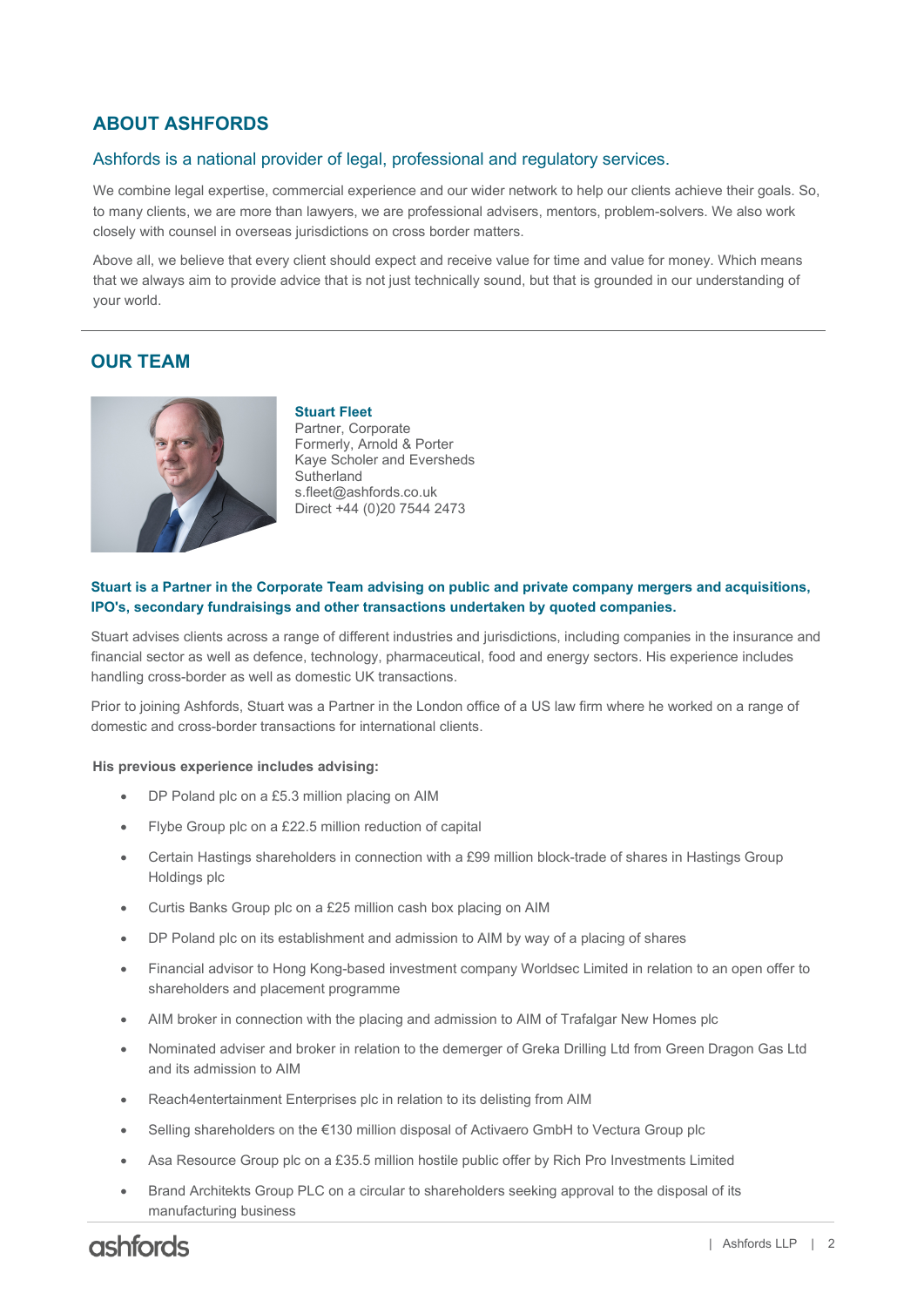## ABOUT ASHFORDS

### Ashfords is a national provider of legal, professional and regulatory services.

We combine legal expertise, commercial experience and our wider network to help our clients achieve their goals. So, to many clients, we are more than lawyers, we are professional advisers, mentors, problem-solvers. We also work closely with counsel in overseas jurisdictions on cross border matters.

Above all, we believe that every client should expect and receive value for time and value for money. Which means that we always aim to provide advice that is not just technically sound, but that is grounded in our understanding of your world.

---

## OUR TEAM

**Stuart Fleet**
Partner, Corporate
Formerly, Arnold & Porter Kaye Scholer and Eversheds Sutherland
s.fleet@ashfords.co.uk
Direct +44 (0)20 7544 2473

**Stuart is a Partner in the Corporate Team advising on public and private company mergers and acquisitions, IPO's, secondary fundraisings and other transactions undertaken by quoted companies.**

Stuart advises clients across a range of different industries and jurisdictions, including companies in the insurance and financial sector as well as defence, technology, pharmaceutical, food and energy sectors. His experience includes handling cross-border as well as domestic UK transactions.

Prior to joining Ashfords, Stuart was a Partner in the London office of a US law firm where he worked on a range of domestic and cross-border transactions for international clients.

**His previous experience includes advising:**

- DP Poland plc on a £5.3 million placing on AIM
- Flybe Group plc on a £22.5 million reduction of capital
- Certain Hastings shareholders in connection with a £99 million block-trade of shares in Hastings Group Holdings plc
- Curtis Banks Group plc on a £25 million cash box placing on AIM
- DP Poland plc on its establishment and admission to AIM by way of a placing of shares
- Financial advisor to Hong Kong-based investment company Worldsec Limited in relation to an open offer to shareholders and placement programme
- AIM broker in connection with the placing and admission to AIM of Trafalgar New Homes plc
- Nominated adviser and broker in relation to the demerger of Greka Drilling Ltd from Green Dragon Gas Ltd and its admission to AIM
- Reach4entertainment Enterprises plc in relation to its delisting from AIM
- Selling shareholders on the €130 million disposal of Activaero GmbH to Vectura Group plc
- Asa Resource Group plc on a £35.5 million hostile public offer by Rich Pro Investments Limited
- Brand Architekts Group PLC on a circular to shareholders seeking approval to the disposal of its manufacturing business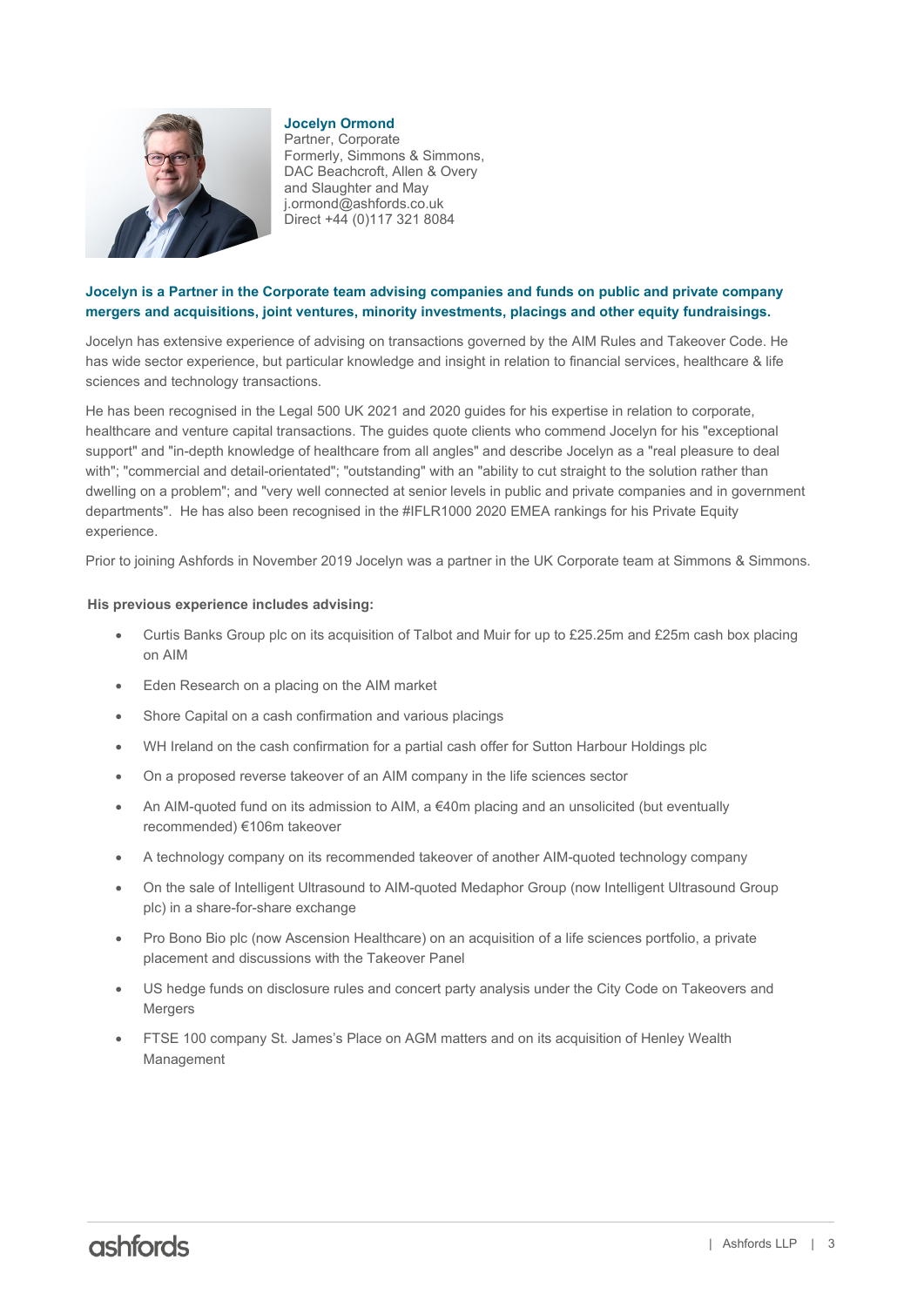**Jocelyn Ormond**
Partner, Corporate
Formerly, Simmons & Simmons, DAC Beachcroft, Allen & Overy and Slaughter and May
j.ormond@ashfords.co.uk
Direct +44 (0)117 321 8084

**Jocelyn is a Partner in the Corporate team advising companies and funds on public and private company mergers and acquisitions, joint ventures, minority investments, placings and other equity fundraisings.**

Jocelyn has extensive experience of advising on transactions governed by the AIM Rules and Takeover Code. He has wide sector experience, but particular knowledge and insight in relation to financial services, healthcare & life sciences and technology transactions.

He has been recognised in the Legal 500 UK 2021 and 2020 guides for his expertise in relation to corporate, healthcare and venture capital transactions. The guides quote clients who commend Jocelyn for his "exceptional support" and "in-depth knowledge of healthcare from all angles" and describe Jocelyn as a "real pleasure to deal with"; "commercial and detail-orientated"; "outstanding" with an "ability to cut straight to the solution rather than dwelling on a problem"; and "very well connected at senior levels in public and private companies and in government departments". He has also been recognised in the #IFLR1000 2020 EMEA rankings for his Private Equity experience.

Prior to joining Ashfords in November 2019 Jocelyn was a partner in the UK Corporate team at Simmons & Simmons.

**His previous experience includes advising:**

- Curtis Banks Group plc on its acquisition of Talbot and Muir for up to £25.25m and £25m cash box placing on AIM
- Eden Research on a placing on the AIM market
- Shore Capital on a cash confirmation and various placings
- WH Ireland on the cash confirmation for a partial cash offer for Sutton Harbour Holdings plc
- On a proposed reverse takeover of an AIM company in the life sciences sector
- An AIM-quoted fund on its admission to AIM, a €40m placing and an unsolicited (but eventually recommended) €106m takeover
- A technology company on its recommended takeover of another AIM-quoted technology company
- On the sale of Intelligent Ultrasound to AIM-quoted Medaphor Group (now Intelligent Ultrasound Group plc) in a share-for-share exchange
- Pro Bono Bio plc (now Ascension Healthcare) on an acquisition of a life sciences portfolio, a private placement and discussions with the Takeover Panel
- US hedge funds on disclosure rules and concert party analysis under the City Code on Takeovers and Mergers
- FTSE 100 company St. James's Place on AGM matters and on its acquisition of Henley Wealth Management